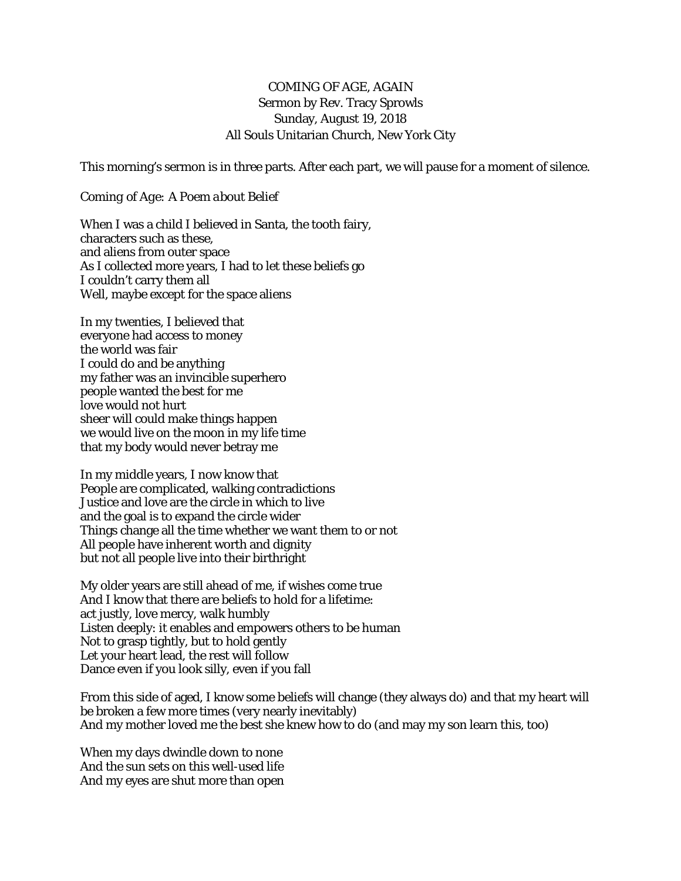COMING OF AGE, AGAIN
Sermon by Rev. Tracy Sprowls
Sunday, August 19, 2018
All Souls Unitarian Church, New York City

This morning's sermon is in three parts. After each part, we will pause for a moment of silence.

*Coming of Age: A Poem about Belief*

When I was a child I believed in Santa, the tooth fairy,
characters such as these,
and aliens from outer space
As I collected more years, I had to let these beliefs go
I couldn't carry them all
Well, maybe except for the space aliens

In my twenties, I believed that
everyone had access to money
the world was fair
I could do and be anything
my father was an invincible superhero
people wanted the best for me
love would not hurt
sheer will could make things happen
we would live on the moon in my life time
that my body would never betray me

In my middle years, I now know that
People are complicated, walking contradictions
Justice and love are the circle in which to live
and the goal is to expand the circle wider
Things change all the time whether we want them to or not
All people have inherent worth and dignity
but not all people live into their birthright

My older years are still ahead of me, if wishes come true
And I know that there are beliefs to hold for a lifetime:
act justly, love mercy, walk humbly
Listen deeply: it enables and empowers others to be human
Not to grasp tightly, but to hold gently
Let your heart lead, the rest will follow
Dance even if you look silly, even if you fall

From this side of aged, I know some beliefs will change (they always do) and that my heart will be broken a few more times (very nearly inevitably)
And my mother loved me the best she knew how to do (and may my son learn this, too)

When my days dwindle down to none
And the sun sets on this well-used life
And my eyes are shut more than open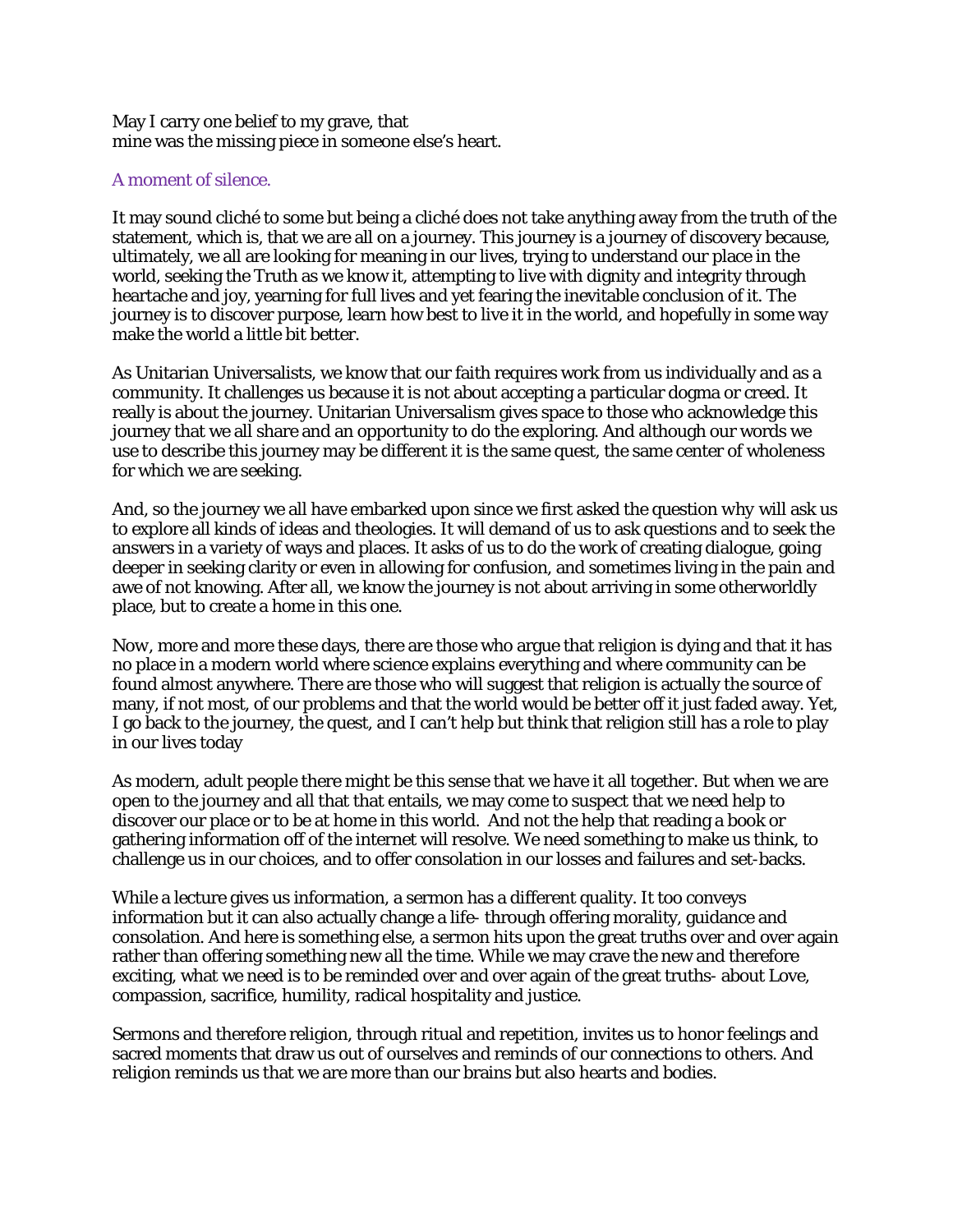May I carry one belief to my grave, that
mine was the missing piece in someone else's heart.

A moment of silence.

It may sound cliché to some but being a cliché does not take anything away from the truth of the statement, which is, that we are all on a journey. This journey is a journey of discovery because, ultimately, we all are looking for meaning in our lives, trying to understand our place in the world, seeking the Truth as we know it, attempting to live with dignity and integrity through heartache and joy, yearning for full lives and yet fearing the inevitable conclusion of it. The journey is to discover purpose, learn how best to live it in the world, and hopefully in some way make the world a little bit better.

As Unitarian Universalists, we know that our faith requires work from us individually and as a community. It challenges us because it is not about accepting a particular dogma or creed. It really is about the journey. Unitarian Universalism gives space to those who acknowledge this journey that we all share and an opportunity to do the exploring. And although our words we use to describe this journey may be different it is the same quest, the same center of wholeness for which we are seeking.

And, so the journey we all have embarked upon since we first asked the question why will ask us to explore all kinds of ideas and theologies. It will demand of us to ask questions and to seek the answers in a variety of ways and places. It asks of us to do the work of creating dialogue, going deeper in seeking clarity or even in allowing for confusion, and sometimes living in the pain and awe of not knowing. After all, we know the journey is not about arriving in some otherworldly place, but to create a home in this one.

Now, more and more these days, there are those who argue that religion is dying and that it has no place in a modern world where science explains everything and where community can be found almost anywhere. There are those who will suggest that religion is actually the source of many, if not most, of our problems and that the world would be better off it just faded away. Yet, I go back to the journey, the quest, and I can't help but think that religion still has a role to play in our lives today

As modern, adult people there might be this sense that we have it all together. But when we are open to the journey and all that that entails, we may come to suspect that we need help to discover our place or to be at home in this world. And not the help that reading a book or gathering information off of the internet will resolve. We need something to make us think, to challenge us in our choices, and to offer consolation in our losses and failures and set-backs.

While a lecture gives us information, a sermon has a different quality. It too conveys information but it can also actually change a life- through offering morality, guidance and consolation. And here is something else, a sermon hits upon the great truths over and over again rather than offering something new all the time. While we may crave the new and therefore exciting, what we need is to be reminded over and over again of the great truths- about Love, compassion, sacrifice, humility, radical hospitality and justice.

Sermons and therefore religion, through ritual and repetition, invites us to honor feelings and sacred moments that draw us out of ourselves and reminds of our connections to others. And religion reminds us that we are more than our brains but also hearts and bodies.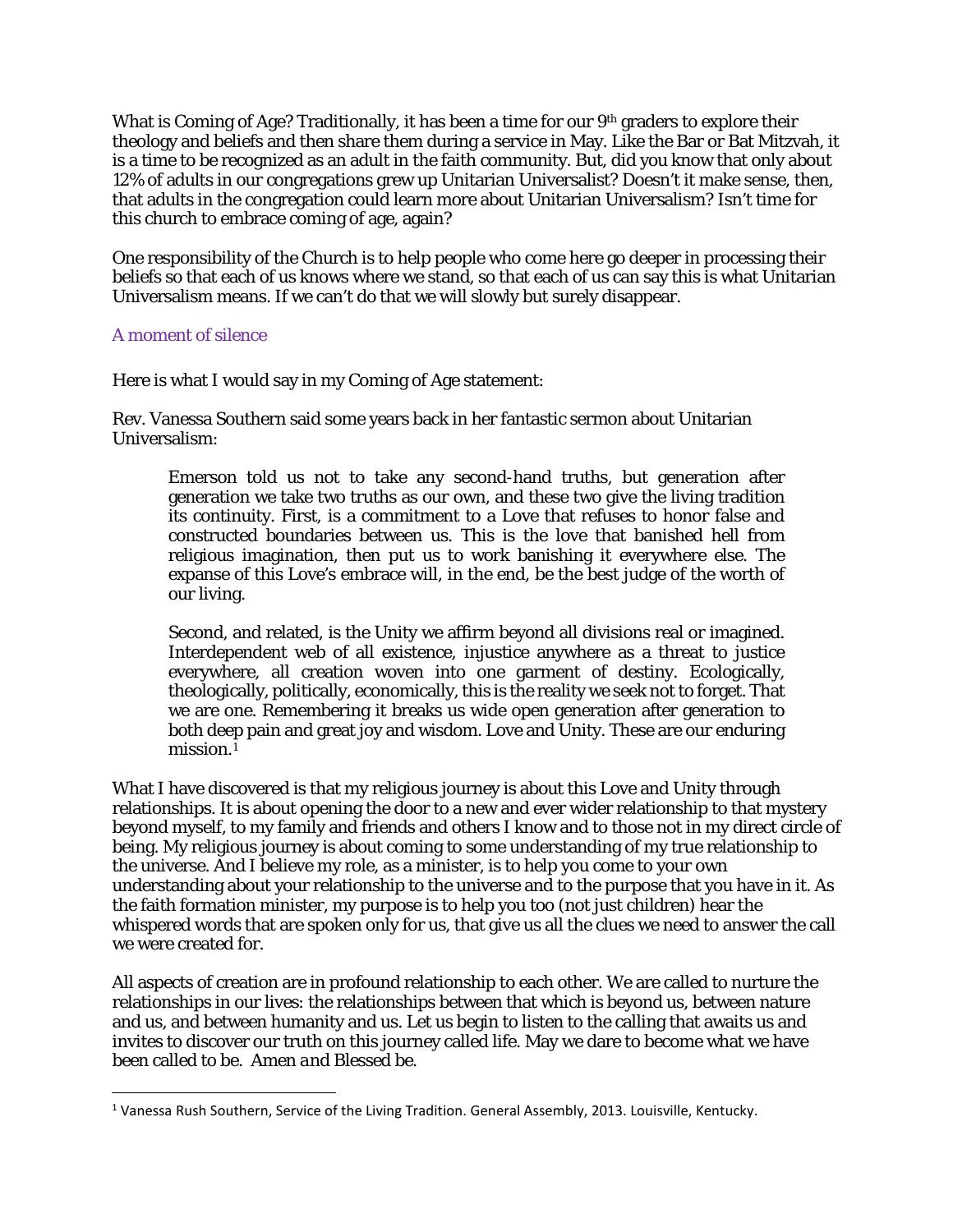What is Coming of Age? Traditionally, it has been a time for our 9th graders to explore their theology and beliefs and then share them during a service in May. Like the Bar or Bat Mitzvah, it is a time to be recognized as an adult in the faith community. But, did you know that only about 12% of adults in our congregations grew up Unitarian Universalist? Doesn't it make sense, then, that adults in the congregation could learn more about Unitarian Universalism? Isn't time for this church to embrace coming of age, again?

One responsibility of the Church is to help people who come here go deeper in processing their beliefs so that each of us knows where we stand, so that each of us can say this is what Unitarian Universalism means. If we can't do that we will slowly but surely disappear.

A moment of silence

Here is what I would say in my Coming of Age statement:

Rev. Vanessa Southern said some years back in her fantastic sermon about Unitarian Universalism:

> Emerson told us not to take any second-hand truths, but generation after generation we take two truths as our own, and these two give the living tradition its continuity. First, is a commitment to a Love that refuses to honor false and constructed boundaries between us. This is the love that banished hell from religious imagination, then put us to work banishing it everywhere else. The expanse of this Love's embrace will, in the end, be the best judge of the worth of our living.
>
> Second, and related, is the Unity we affirm beyond all divisions real or imagined. Interdependent web of all existence, injustice anywhere as a threat to justice everywhere, all creation woven into one garment of destiny. Ecologically, theologically, politically, economically, this is the reality we seek not to forget. That we are one. Remembering it breaks us wide open generation after generation to both deep pain and great joy and wisdom. Love and Unity. These are our enduring mission.[1]

What I have discovered is that my religious journey is about this Love and Unity through relationships. It is about opening the door to a new and ever wider relationship to that mystery beyond myself, to my family and friends and others I know and to those not in my direct circle of being. My religious journey is about coming to some understanding of my true relationship to the universe. And I believe my role, as a minister, is to help you come to your own understanding about your relationship to the universe and to the purpose that you have in it. As the faith formation minister, my purpose is to help you too (not just children) hear the whispered words that are spoken only for us, that give us all the clues we need to answer the call we were created for.

All aspects of creation are in profound relationship to each other. We are called to nurture the relationships in our lives: the relationships between that which is beyond us, between nature and us, and between humanity and us. Let us begin to listen to the calling that awaits us and invites to discover our truth on this journey called life. May we dare to become what we have been called to be. *Amen and Blessed be.*

---

[1] Vanessa Rush Southern, Service of the Living Tradition. General Assembly, 2013. Louisville, Kentucky.